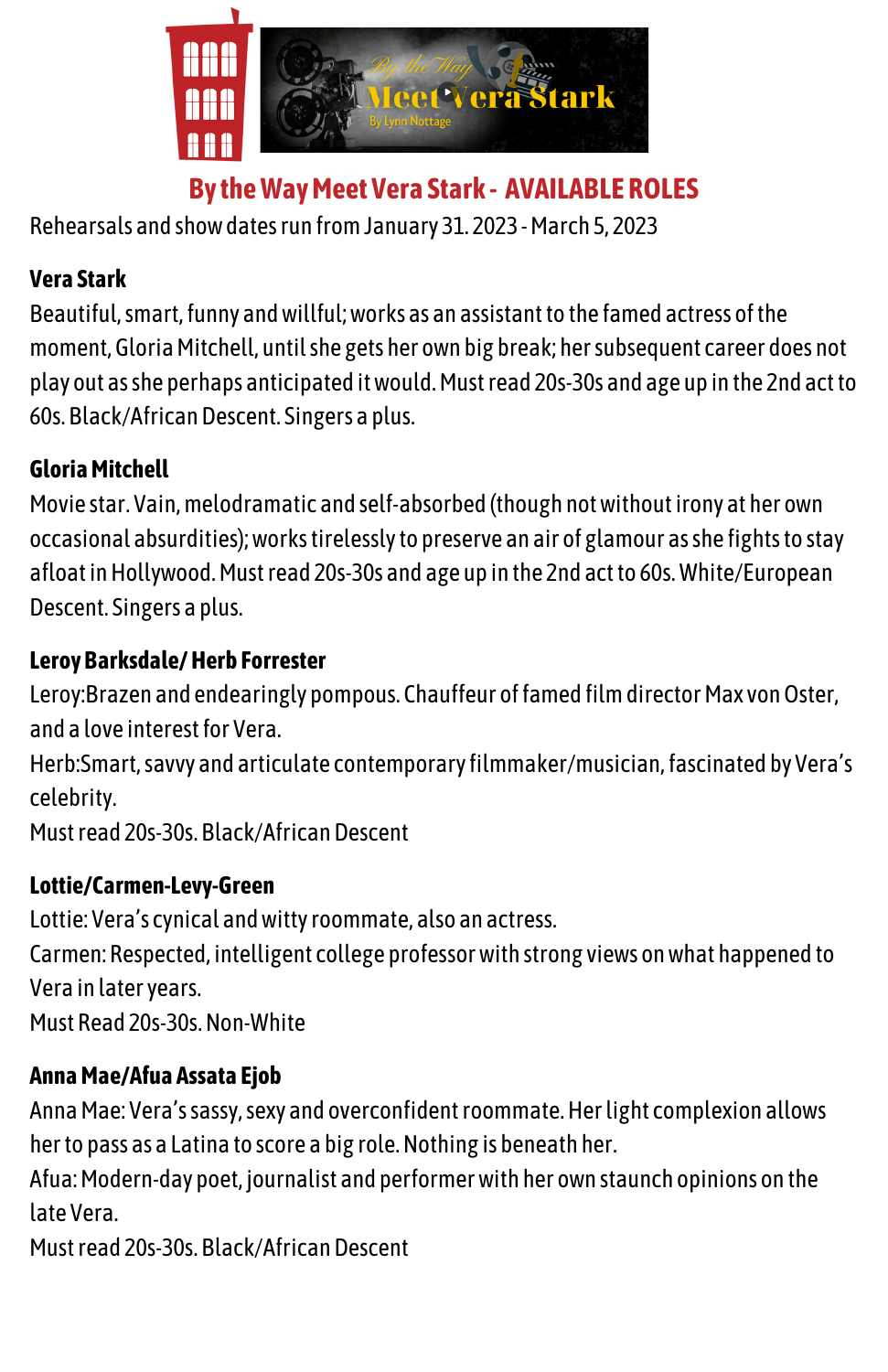# By the Way Meet Vera Stark - AVAILABLE ROLES

Rehearsals and show dates run from January 31. 2023 - March 5, 2023

**Vera Stark**

Beautiful, smart, funny and willful; works as an assistant to the famed actress of the moment, Gloria Mitchell, until she gets her own big break; her subsequent career does not play out as she perhaps anticipated it would. Must read 20s-30s and age up in the 2nd act to 60s. Black/African Descent. Singers a plus.

**Gloria Mitchell**

Movie star. Vain, melodramatic and self-absorbed (though not without irony at her own occasional absurdities); works tirelessly to preserve an air of glamour as she fights to stay afloat in Hollywood. Must read 20s-30s and age up in the 2nd act to 60s. White/European Descent. Singers a plus.

**Leroy Barksdale/ Herb Forrester**

Leroy:Brazen and endearingly pompous. Chauffeur of famed film director Max von Oster, and a love interest for Vera.

Herb:Smart, savvy and articulate contemporary filmmaker/musician, fascinated by Vera's celebrity.

Must read 20s-30s. Black/African Descent

**Lottie/Carmen-Levy-Green**

Lottie: Vera's cynical and witty roommate, also an actress.

Carmen: Respected, intelligent college professor with strong views on what happened to Vera in later years.

Must Read 20s-30s. Non-White

**Anna Mae/Afua Assata Ejob**

Anna Mae: Vera's sassy, sexy and overconfident roommate. Her light complexion allows her to pass as a Latina to score a big role. Nothing is beneath her.

Afua: Modern-day poet, journalist and performer with her own staunch opinions on the late Vera.

Must read 20s-30s. Black/African Descent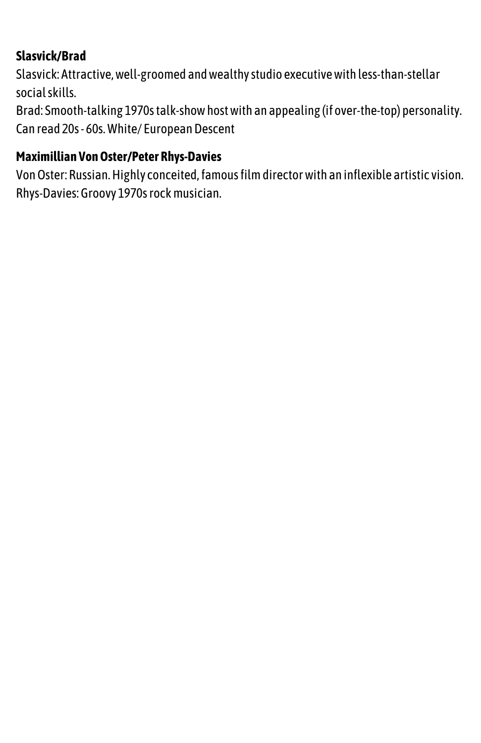**Slasvick/Brad**

Slasvick: Attractive, well-groomed and wealthy studio executive with less-than-stellar social skills.
Brad: Smooth-talking 1970s talk-show host with an appealing (if over-the-top) personality.
Can read 20s - 60s. White/ European Descent

**Maximillian Von Oster/Peter Rhys-Davies**

Von Oster: Russian. Highly conceited, famous film director with an inflexible artistic vision.
Rhys-Davies: Groovy 1970s rock musician.